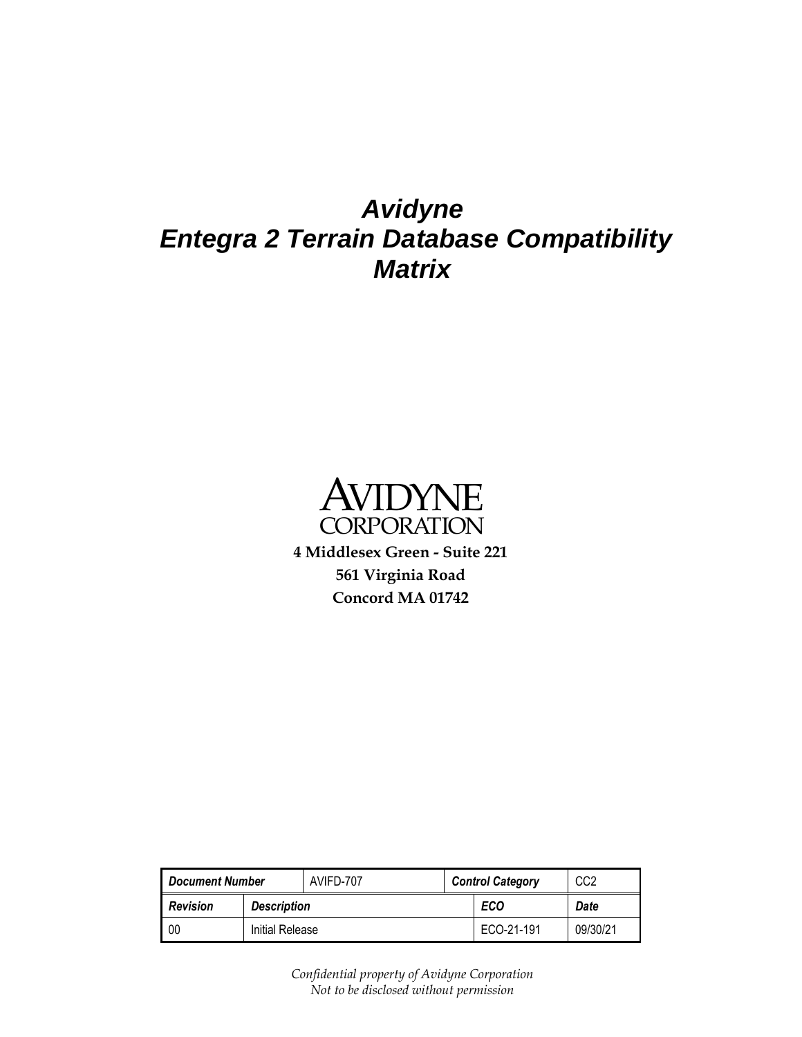# Avidyne
# Entegra 2 Terrain Database Compatibility Matrix

AVIDYNE CORPORATION

**4 Middlesex Green - Suite 221**
**561 Virginia Road**
**Concord MA 01742**

| ***Document Number*** | | AVIFD-707 | ***Control Category*** | CC2 |
|---|---|---|---|---|
| ***Revision*** | ***Description*** | | ***ECO*** | ***Date*** |
| 00 | Initial Release | | ECO-21-191 | 09/30/21 |

*Confidential property of Avidyne Corporation*
*Not to be disclosed without permission*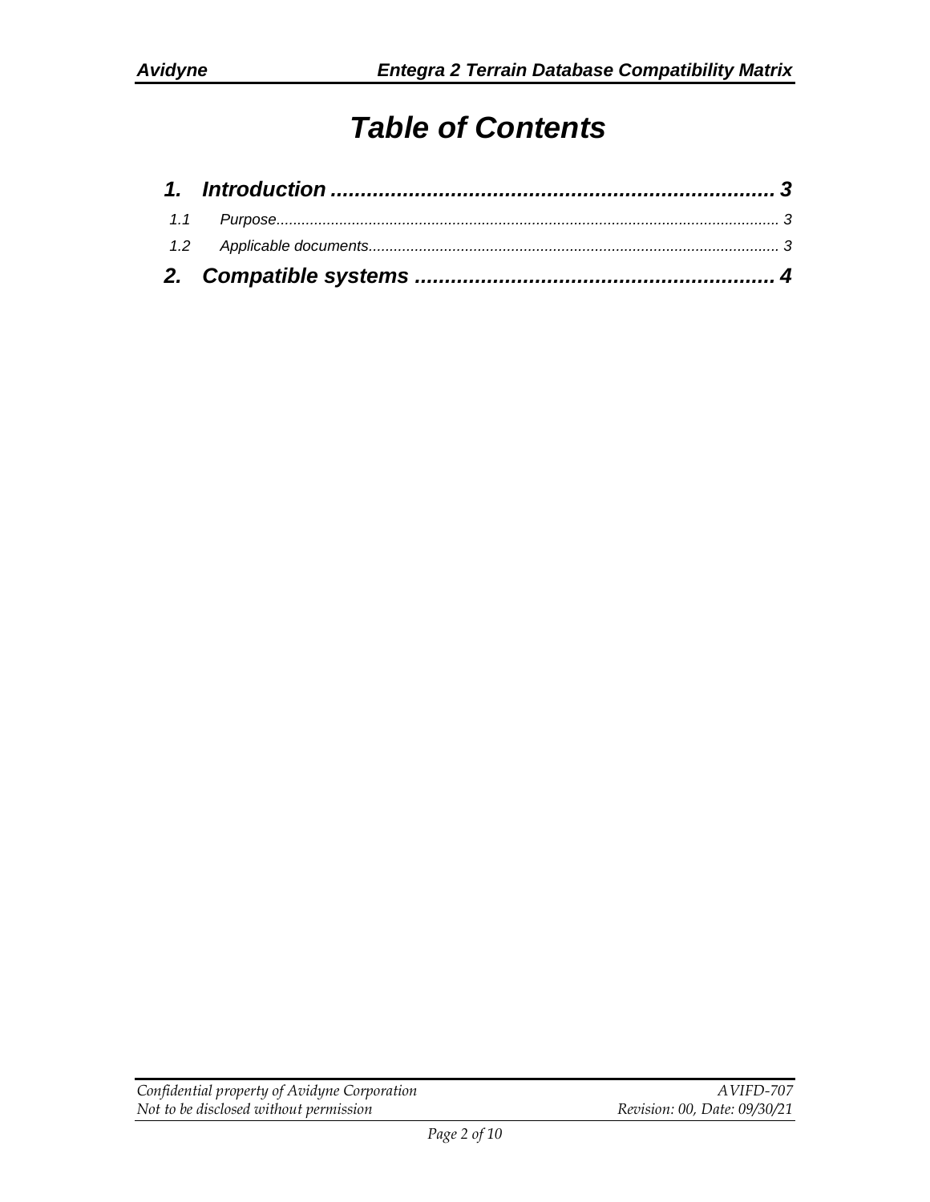# Table of Contents

1. Introduction ........................................................................ 3
   - 1.1 Purpose ........................................................................ 3
   - 1.2 Applicable documents ........................................................ 3
2. Compatible systems ........................................................... 4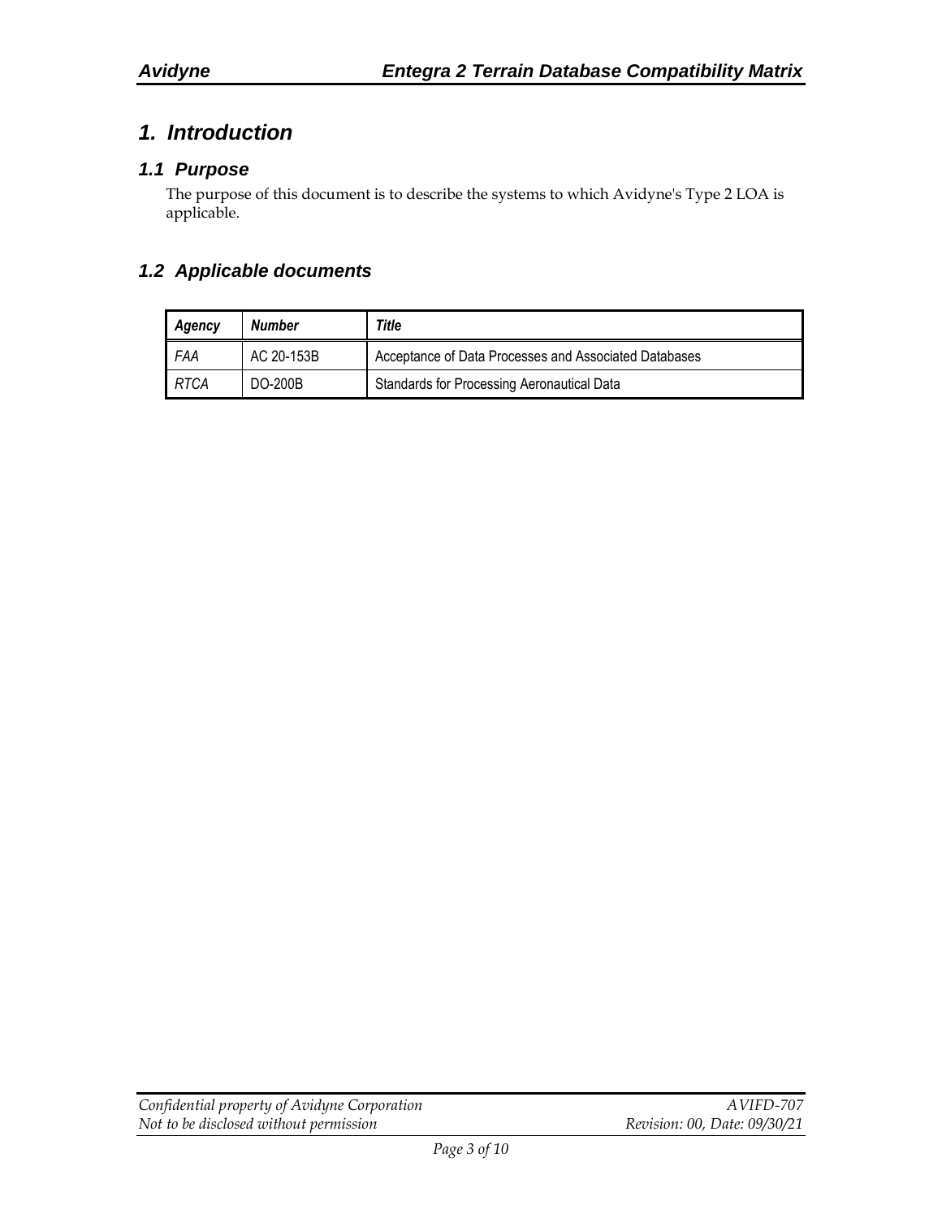# 1. Introduction

## 1.1 Purpose

The purpose of this document is to describe the systems to which Avidyne's Type 2 LOA is applicable.

## 1.2 Applicable documents

| *Agency* | *Number* | *Title* |
| --- | --- | --- |
| *FAA* | AC 20-153B | Acceptance of Data Processes and Associated Databases |
| *RTCA* | DO-200B | Standards for Processing Aeronautical Data |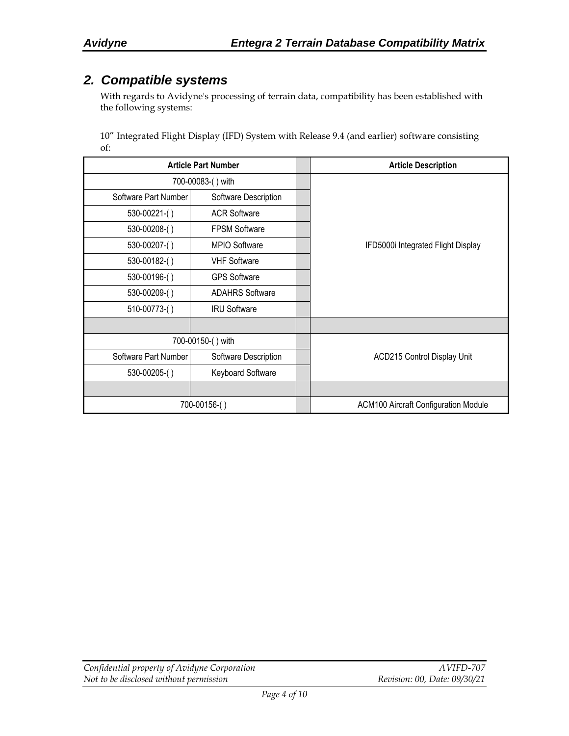## 2. Compatible systems

With regards to Avidyne's processing of terrain data, compatibility has been established with the following systems:

10" Integrated Flight Display (IFD) System with Release 9.4 (and earlier) software consisting of:

| Article Part Number | | | Article Description |
|---|---|---|---|
| 700-00083-( ) with | | | IFD5000i Integrated Flight Display |
| Software Part Number | Software Description | | |
| 530-00221-( ) | ACR Software | | |
| 530-00208-( ) | FPSM Software | | |
| 530-00207-( ) | MPIO Software | | |
| 530-00182-( ) | VHF Software | | |
| 530-00196-( ) | GPS Software | | |
| 530-00209-( ) | ADAHRS Software | | |
| 510-00773-( ) | IRU Software | | |
| | | | |
| 700-00150-( ) with | | | ACD215 Control Display Unit |
| Software Part Number | Software Description | | |
| 530-00205-( ) | Keyboard Software | | |
| | | | |
| 700-00156-( ) | | | ACM100 Aircraft Configuration Module |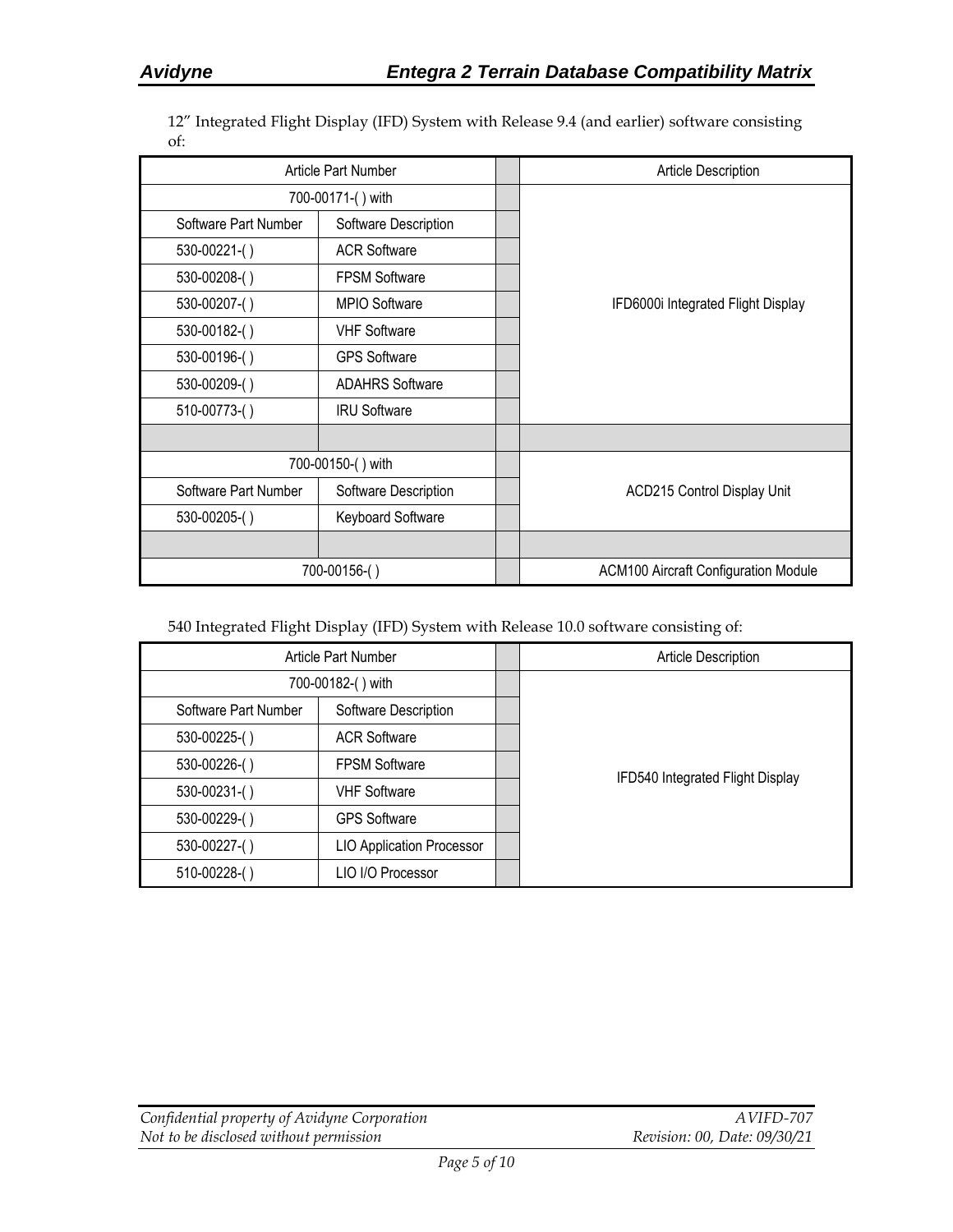12" Integrated Flight Display (IFD) System with Release 9.4 (and earlier) software consisting of:

| Article Part Number | | | Article Description |
|---|---|---|---|
| 700-00171-( ) with | | | IFD6000i Integrated Flight Display |
| Software Part Number | Software Description | | |
| 530-00221-( ) | ACR Software | | |
| 530-00208-( ) | FPSM Software | | |
| 530-00207-( ) | MPIO Software | | |
| 530-00182-( ) | VHF Software | | |
| 530-00196-( ) | GPS Software | | |
| 530-00209-( ) | ADAHRS Software | | |
| 510-00773-( ) | IRU Software | | |
| | | | |
| 700-00150-( ) with | | | ACD215 Control Display Unit |
| Software Part Number | Software Description | | |
| 530-00205-( ) | Keyboard Software | | |
| | | | |
| 700-00156-( ) | | | ACM100 Aircraft Configuration Module |

540 Integrated Flight Display (IFD) System with Release 10.0 software consisting of:

| Article Part Number | | | Article Description |
|---|---|---|---|
| 700-00182-( ) with | | | IFD540 Integrated Flight Display |
| Software Part Number | Software Description | | |
| 530-00225-( ) | ACR Software | | |
| 530-00226-( ) | FPSM Software | | |
| 530-00231-( ) | VHF Software | | |
| 530-00229-( ) | GPS Software | | |
| 530-00227-( ) | LIO Application Processor | | |
| 510-00228-( ) | LIO I/O Processor | | |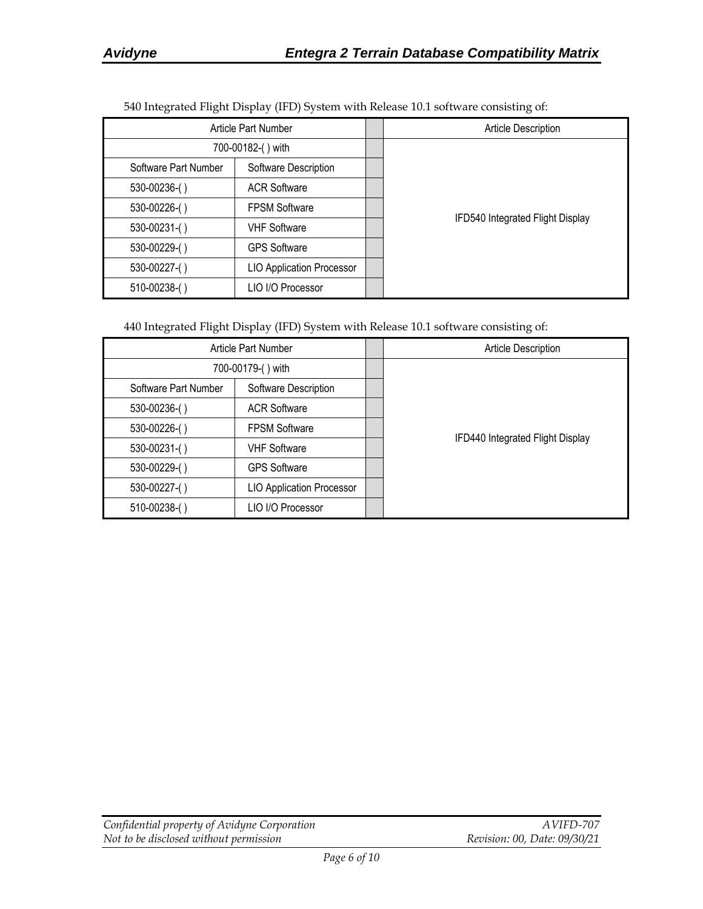540 Integrated Flight Display (IFD) System with Release 10.1 software consisting of:

| Article Part Number | | | Article Description |
|---|---|---|---|
| 700-00182-( ) with | | | IFD540 Integrated Flight Display |
| Software Part Number | Software Description | | |
| 530-00236-( ) | ACR Software | | |
| 530-00226-( ) | FPSM Software | | |
| 530-00231-( ) | VHF Software | | |
| 530-00229-( ) | GPS Software | | |
| 530-00227-( ) | LIO Application Processor | | |
| 510-00238-( ) | LIO I/O Processor | | |

440 Integrated Flight Display (IFD) System with Release 10.1 software consisting of:

| Article Part Number | | | Article Description |
|---|---|---|---|
| 700-00179-( ) with | | | IFD440 Integrated Flight Display |
| Software Part Number | Software Description | | |
| 530-00236-( ) | ACR Software | | |
| 530-00226-( ) | FPSM Software | | |
| 530-00231-( ) | VHF Software | | |
| 530-00229-( ) | GPS Software | | |
| 530-00227-( ) | LIO Application Processor | | |
| 510-00238-( ) | LIO I/O Processor | | |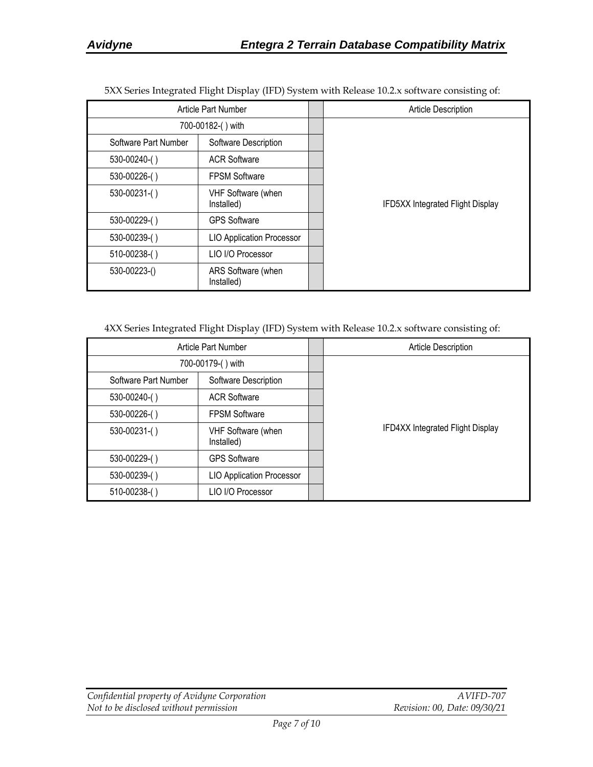5XX Series Integrated Flight Display (IFD) System with Release 10.2.x software consisting of:

| Article Part Number | | | Article Description |
|---|---|---|---|
| 700-00182-( ) with | | | IFD5XX Integrated Flight Display |
| Software Part Number | Software Description | | |
| 530-00240-( ) | ACR Software | | |
| 530-00226-( ) | FPSM Software | | |
| 530-00231-( ) | VHF Software (when Installed) | | |
| 530-00229-( ) | GPS Software | | |
| 530-00239-( ) | LIO Application Processor | | |
| 510-00238-( ) | LIO I/O Processor | | |
| 530-00223-() | ARS Software (when Installed) | | |

4XX Series Integrated Flight Display (IFD) System with Release 10.2.x software consisting of:

| Article Part Number | | | Article Description |
|---|---|---|---|
| 700-00179-( ) with | | | IFD4XX Integrated Flight Display |
| Software Part Number | Software Description | | |
| 530-00240-( ) | ACR Software | | |
| 530-00226-( ) | FPSM Software | | |
| 530-00231-( ) | VHF Software (when Installed) | | |
| 530-00229-( ) | GPS Software | | |
| 530-00239-( ) | LIO Application Processor | | |
| 510-00238-( ) | LIO I/O Processor | | |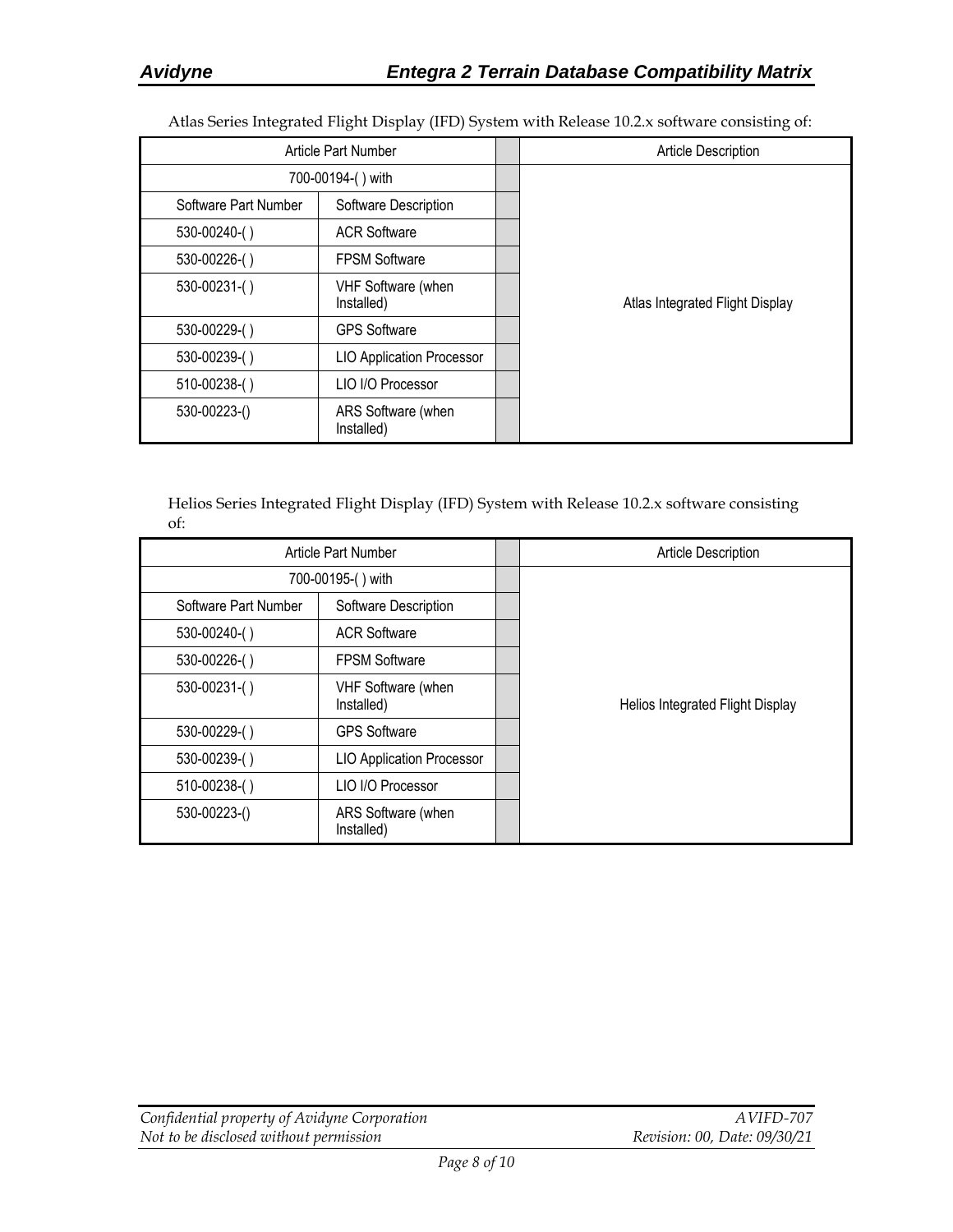Atlas Series Integrated Flight Display (IFD) System with Release 10.2.x software consisting of:

| Article Part Number | | | Article Description |
|---|---|---|---|
| 700-00194-( ) with | | | Atlas Integrated Flight Display |
| Software Part Number | Software Description | | |
| 530-00240-( ) | ACR Software | | |
| 530-00226-( ) | FPSM Software | | |
| 530-00231-( ) | VHF Software (when Installed) | | |
| 530-00229-( ) | GPS Software | | |
| 530-00239-( ) | LIO Application Processor | | |
| 510-00238-( ) | LIO I/O Processor | | |
| 530-00223-() | ARS Software (when Installed) | | |

Helios Series Integrated Flight Display (IFD) System with Release 10.2.x software consisting of:

| Article Part Number | | | Article Description |
|---|---|---|---|
| 700-00195-( ) with | | | Helios Integrated Flight Display |
| Software Part Number | Software Description | | |
| 530-00240-( ) | ACR Software | | |
| 530-00226-( ) | FPSM Software | | |
| 530-00231-( ) | VHF Software (when Installed) | | |
| 530-00229-( ) | GPS Software | | |
| 530-00239-( ) | LIO Application Processor | | |
| 510-00238-( ) | LIO I/O Processor | | |
| 530-00223-() | ARS Software (when Installed) | | |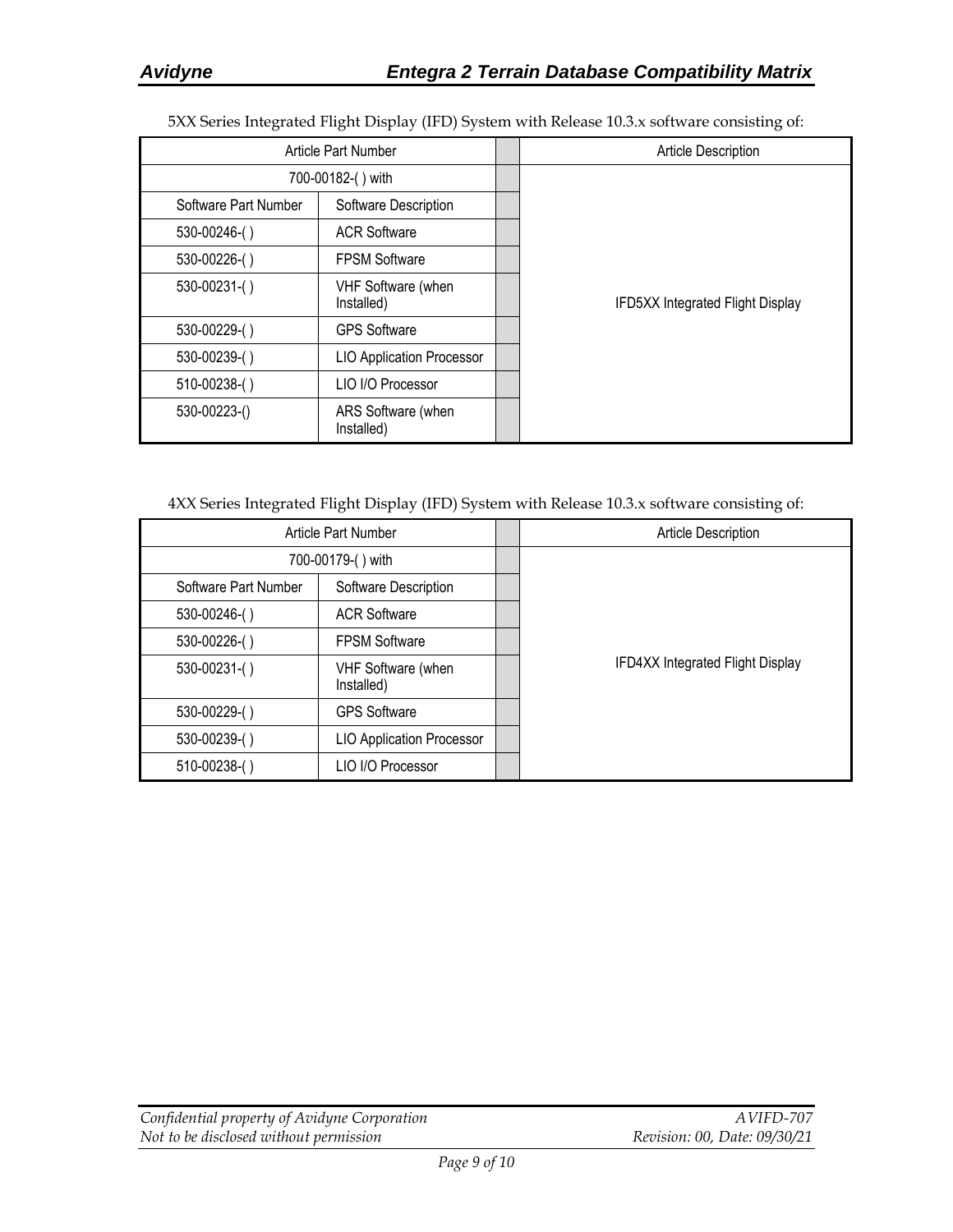5XX Series Integrated Flight Display (IFD) System with Release 10.3.x software consisting of:

| Article Part Number | | | Article Description |
|---|---|---|---|
| 700-00182-( ) with | | | IFD5XX Integrated Flight Display |
| Software Part Number | Software Description | | |
| 530-00246-( ) | ACR Software | | |
| 530-00226-( ) | FPSM Software | | |
| 530-00231-( ) | VHF Software (when Installed) | | |
| 530-00229-( ) | GPS Software | | |
| 530-00239-( ) | LIO Application Processor | | |
| 510-00238-( ) | LIO I/O Processor | | |
| 530-00223-() | ARS Software (when Installed) | | |

4XX Series Integrated Flight Display (IFD) System with Release 10.3.x software consisting of:

| Article Part Number | | | Article Description |
|---|---|---|---|
| 700-00179-( ) with | | | IFD4XX Integrated Flight Display |
| Software Part Number | Software Description | | |
| 530-00246-( ) | ACR Software | | |
| 530-00226-( ) | FPSM Software | | |
| 530-00231-( ) | VHF Software (when Installed) | | |
| 530-00229-( ) | GPS Software | | |
| 530-00239-( ) | LIO Application Processor | | |
| 510-00238-( ) | LIO I/O Processor | | |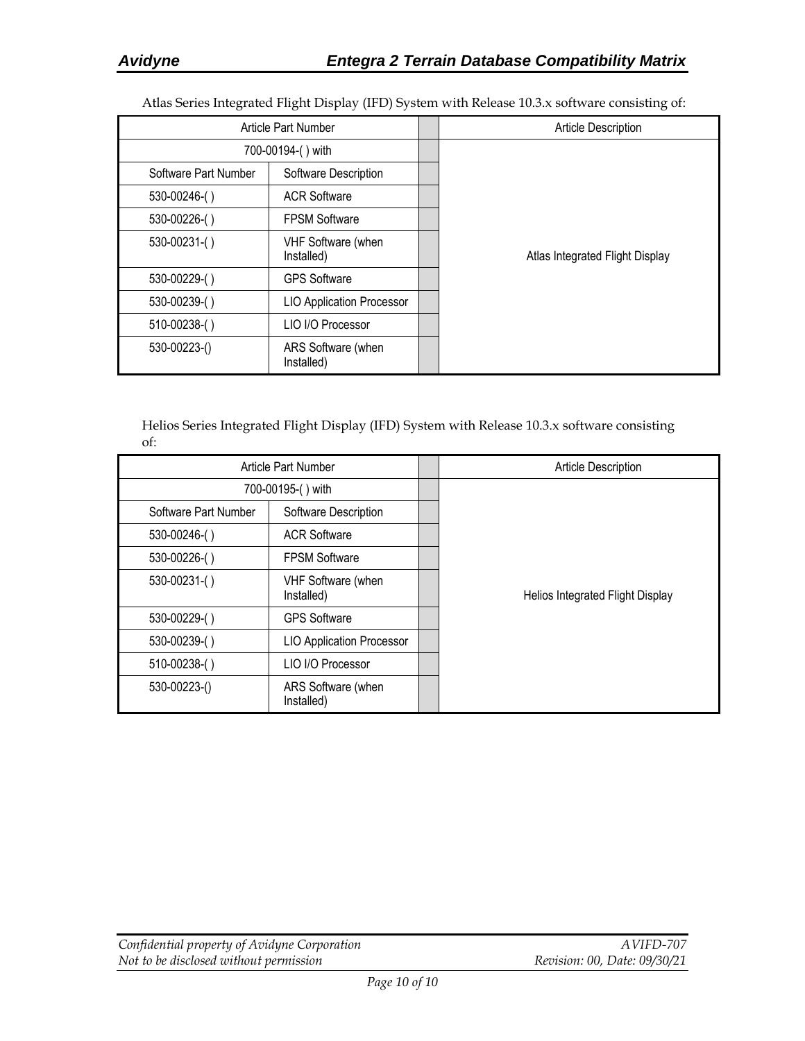Atlas Series Integrated Flight Display (IFD) System with Release 10.3.x software consisting of:

| Article Part Number | | | Article Description |
|---|---|---|---|
| 700-00194-( ) with | | | Atlas Integrated Flight Display |
| Software Part Number | Software Description | | |
| 530-00246-( ) | ACR Software | | |
| 530-00226-( ) | FPSM Software | | |
| 530-00231-( ) | VHF Software (when Installed) | | |
| 530-00229-( ) | GPS Software | | |
| 530-00239-( ) | LIO Application Processor | | |
| 510-00238-( ) | LIO I/O Processor | | |
| 530-00223-() | ARS Software (when Installed) | | |

Helios Series Integrated Flight Display (IFD) System with Release 10.3.x software consisting of:

| Article Part Number | | | Article Description |
|---|---|---|---|
| 700-00195-( ) with | | | Helios Integrated Flight Display |
| Software Part Number | Software Description | | |
| 530-00246-( ) | ACR Software | | |
| 530-00226-( ) | FPSM Software | | |
| 530-00231-( ) | VHF Software (when Installed) | | |
| 530-00229-( ) | GPS Software | | |
| 530-00239-( ) | LIO Application Processor | | |
| 510-00238-( ) | LIO I/O Processor | | |
| 530-00223-() | ARS Software (when Installed) | | |